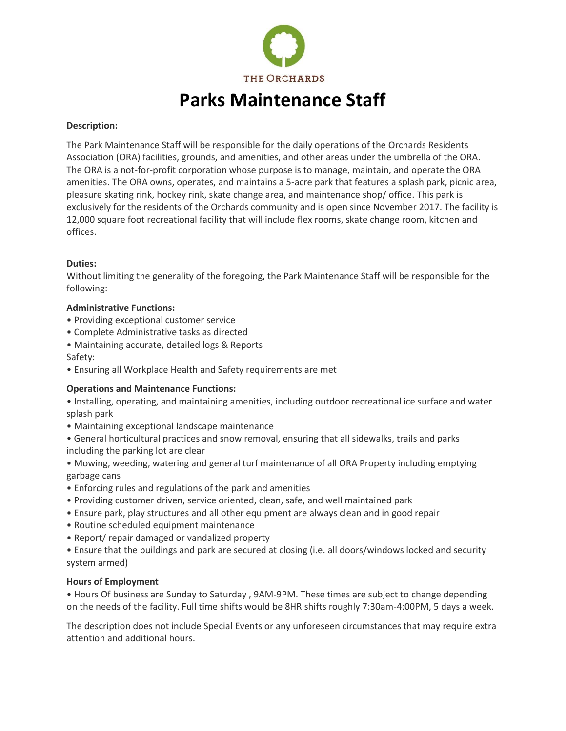THE ORCHARDS

# Parks Maintenance Staff

**Description:**

The Park Maintenance Staff will be responsible for the daily operations of the Orchards Residents Association (ORA) facilities, grounds, and amenities, and other areas under the umbrella of the ORA. The ORA is a not-for-profit corporation whose purpose is to manage, maintain, and operate the ORA amenities. The ORA owns, operates, and maintains a 5-acre park that features a splash park, picnic area, pleasure skating rink, hockey rink, skate change area, and maintenance shop/ office. This park is exclusively for the residents of the Orchards community and is open since November 2017. The facility is 12,000 square foot recreational facility that will include flex rooms, skate change room, kitchen and offices.

**Duties:**

Without limiting the generality of the foregoing, the Park Maintenance Staff will be responsible for the following:

**Administrative Functions:**

- Providing exceptional customer service
- Complete Administrative tasks as directed
- Maintaining accurate, detailed logs & Reports

Safety:

- Ensuring all Workplace Health and Safety requirements are met

**Operations and Maintenance Functions:**

- Installing, operating, and maintaining amenities, including outdoor recreational ice surface and water splash park
- Maintaining exceptional landscape maintenance
- General horticultural practices and snow removal, ensuring that all sidewalks, trails and parks including the parking lot are clear
- Mowing, weeding, watering and general turf maintenance of all ORA Property including emptying garbage cans
- Enforcing rules and regulations of the park and amenities
- Providing customer driven, service oriented, clean, safe, and well maintained park
- Ensure park, play structures and all other equipment are always clean and in good repair
- Routine scheduled equipment maintenance
- Report/ repair damaged or vandalized property
- Ensure that the buildings and park are secured at closing (i.e. all doors/windows locked and security system armed)

**Hours of Employment**

- Hours Of business are Sunday to Saturday , 9AM-9PM. These times are subject to change depending on the needs of the facility. Full time shifts would be 8HR shifts roughly 7:30am-4:00PM, 5 days a week.

The description does not include Special Events or any unforeseen circumstances that may require extra attention and additional hours.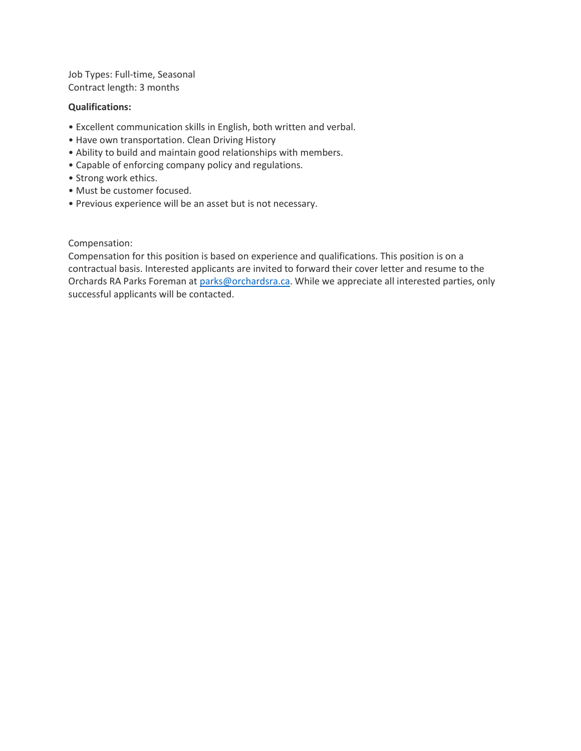Job Types: Full-time, Seasonal
Contract length: 3 months

**Qualifications:**

- Excellent communication skills in English, both written and verbal.
- Have own transportation. Clean Driving History
- Ability to build and maintain good relationships with members.
- Capable of enforcing company policy and regulations.
- Strong work ethics.
- Must be customer focused.
- Previous experience will be an asset but is not necessary.

Compensation:
Compensation for this position is based on experience and qualifications. This position is on a contractual basis. Interested applicants are invited to forward their cover letter and resume to the Orchards RA Parks Foreman at parks@orchardsra.ca. While we appreciate all interested parties, only successful applicants will be contacted.